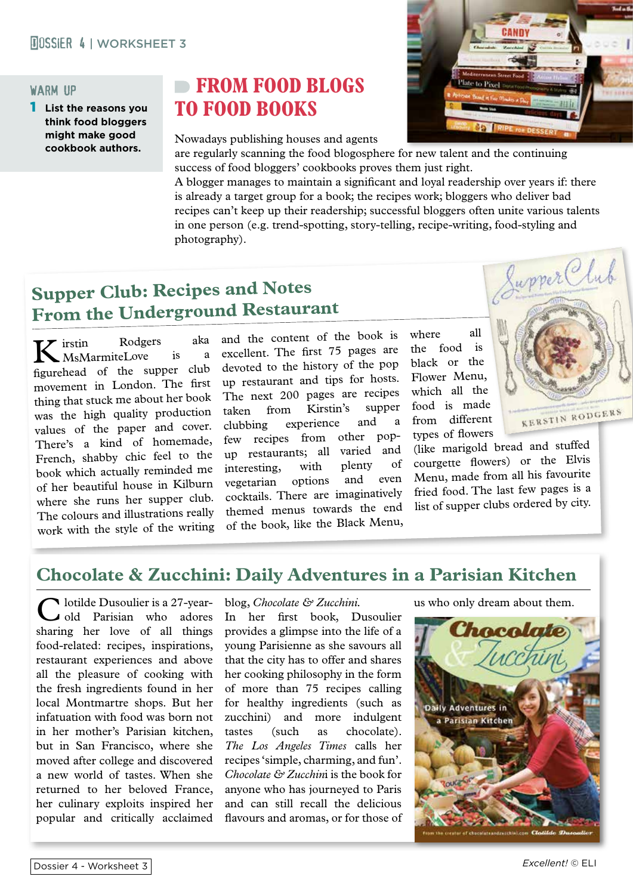## WARM UP

**1** **List the reasons you think food bloggers might make good cookbook authors.**

# FROM FOOD BLOGS TO FOOD BOOKS

Nowadays publishing houses and agents are regularly scanning the food blogosphere for new talent and the continuing success of food bloggers' cookbooks proves them just right.

A blogger manages to maintain a significant and loyal readership over years if: there is already a target group for a book; the recipes work; bloggers who deliver bad recipes can't keep up their readership; successful bloggers often unite various talents in one person (e.g. trend-spotting, story-telling, recipe-writing, food-styling and photography).

## Supper Club: Recipes and Notes From the Underground Restaurant

Kirstin Rodgers aka MsMarmiteLove is a figurehead of the supper club movement in London. The first thing that stuck me about her book was the high quality production values of the paper and cover. There's a kind of homemade, French, shabby chic feel to the book which actually reminded me of her beautiful house in Kilburn where she runs her supper club. The colours and illustrations really work with the style of the writing and the content of the book is excellent. The first 75 pages are devoted to the history of the pop up restaurant and tips for hosts. The next 200 pages are recipes taken from Kirstin's supper clubbing experience and a few recipes from other pop-up restaurants; all varied and interesting, with plenty of vegetarian options and even cocktails. There are imaginatively themed menus towards the end of the book, like the Black Menu, where all the food is black or the Flower Menu, which all the food is made from different types of flowers (like marigold bread and stuffed courgette flowers) or the Elvis Menu, made from all his favourite fried food. The last few pages is a list of supper clubs ordered by city.

## Chocolate & Zucchini: Daily Adventures in a Parisian Kitchen

Clotilde Dusoulier is a 27-year-old Parisian who adores sharing her love of all things food-related: recipes, inspirations, restaurant experiences and above all the pleasure of cooking with the fresh ingredients found in her local Montmartre shops. But her infatuation with food was born not in her mother's Parisian kitchen, but in San Francisco, where she moved after college and discovered a new world of tastes. When she returned to her beloved France, her culinary exploits inspired her popular and critically acclaimed blog, *Chocolate & Zucchini*.

In her first book, Dusoulier provides a glimpse into the life of a young Parisienne as she savours all that the city has to offer and shares her cooking philosophy in the form of more than 75 recipes calling for healthy ingredients (such as zucchini) and more indulgent tastes (such as chocolate). *The Los Angeles Times* calls her recipes 'simple, charming, and fun'. *Chocolate & Zucchini* is the book for anyone who has journeyed to Paris and can still recall the delicious flavours and aromas, or for those of us who only dream about them.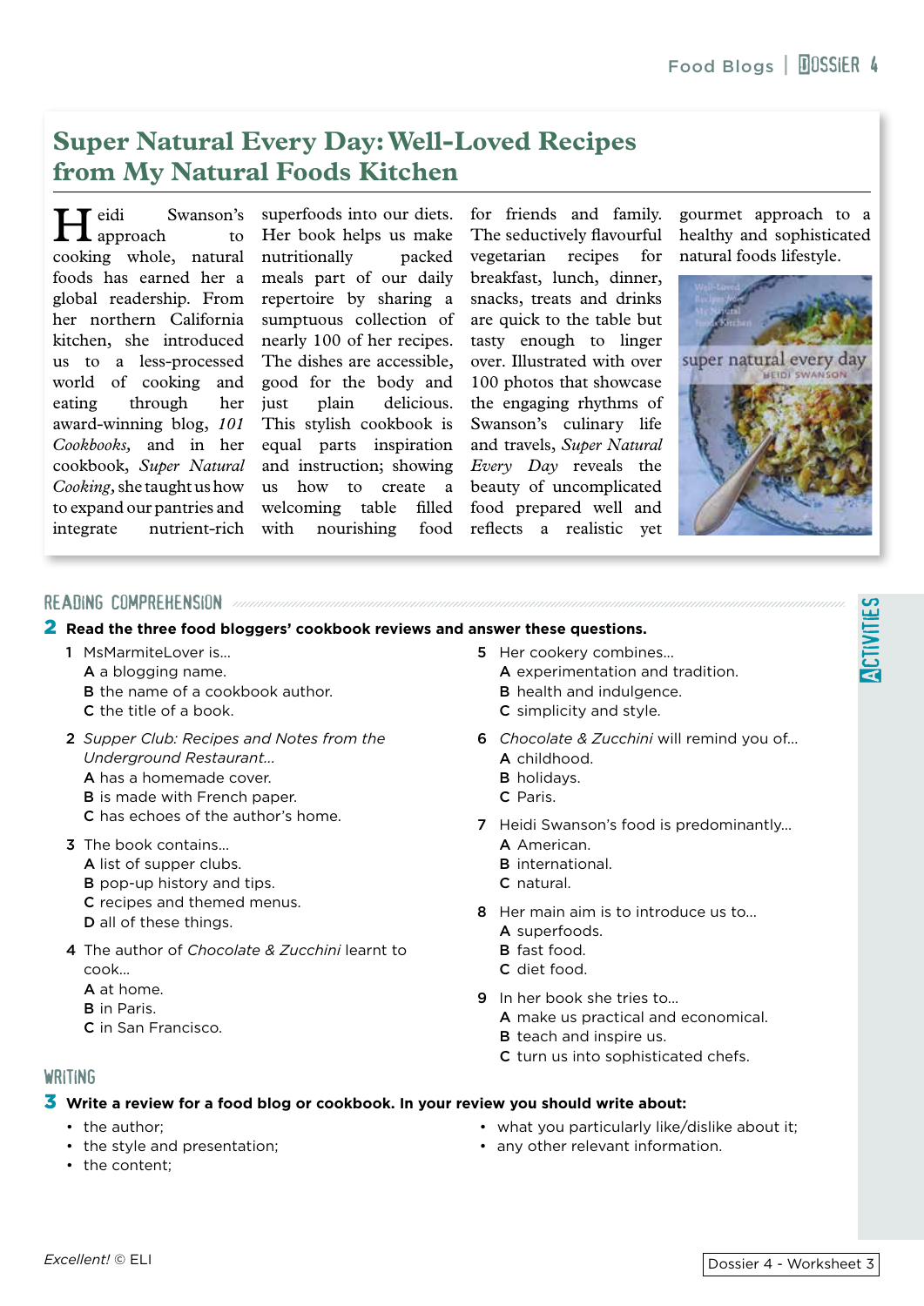## Super Natural Every Day: Well-Loved Recipes from My Natural Foods Kitchen

Heidi Swanson's approach to cooking whole, natural foods has earned her a global readership. From her northern California kitchen, she introduced us to a less-processed world of cooking and eating through her award-winning blog, *101 Cookbooks*, and in her cookbook, *Super Natural Cooking*, she taught us how to expand our pantries and integrate nutrient-rich superfoods into our diets. Her book helps us make nutritionally packed meals part of our daily repertoire by sharing a sumptuous collection of nearly 100 of her recipes. The dishes are accessible, good for the body and just plain delicious. This stylish cookbook is equal parts inspiration and instruction; showing us how to create a welcoming table filled with nourishing food for friends and family. The seductively flavourful vegetarian recipes for breakfast, lunch, dinner, snacks, treats and drinks are quick to the table but tasty enough to linger over. Illustrated with over 100 photos that showcase the engaging rhythms of Swanson's culinary life and travels, *Super Natural Every Day* reveals the beauty of uncomplicated food prepared well and reflects a realistic yet gourmet approach to a healthy and sophisticated natural foods lifestyle.

## READING COMPREHENSION

**2 Read the three food bloggers' cookbook reviews and answer these questions.**

1 MsMarmiteLover is...
- **A** a blogging name.
- **B** the name of a cookbook author.
- **C** the title of a book.

2 *Supper Club: Recipes and Notes from the Underground Restaurant...*
- **A** has a homemade cover.
- **B** is made with French paper.
- **C** has echoes of the author's home.

3 The book contains...
- **A** list of supper clubs.
- **B** pop-up history and tips.
- **C** recipes and themed menus.
- **D** all of these things.

4 The author of *Chocolate & Zucchini* learnt to cook...
- **A** at home.
- **B** in Paris.
- **C** in San Francisco.

5 Her cookery combines...
- **A** experimentation and tradition.
- **B** health and indulgence.
- **C** simplicity and style.

6 *Chocolate & Zucchini* will remind you of...
- **A** childhood.
- **B** holidays.
- **C** Paris.

7 Heidi Swanson's food is predominantly...
- **A** American.
- **B** international.
- **C** natural.

8 Her main aim is to introduce us to...
- **A** superfoods.
- **B** fast food.
- **C** diet food.

9 In her book she tries to...
- **A** make us practical and economical.
- **B** teach and inspire us.
- **C** turn us into sophisticated chefs.

## WRITING

**3 Write a review for a food blog or cookbook. In your review you should write about:**

- the author;
- the style and presentation;
- the content;
- what you particularly like/dislike about it;
- any other relevant information.